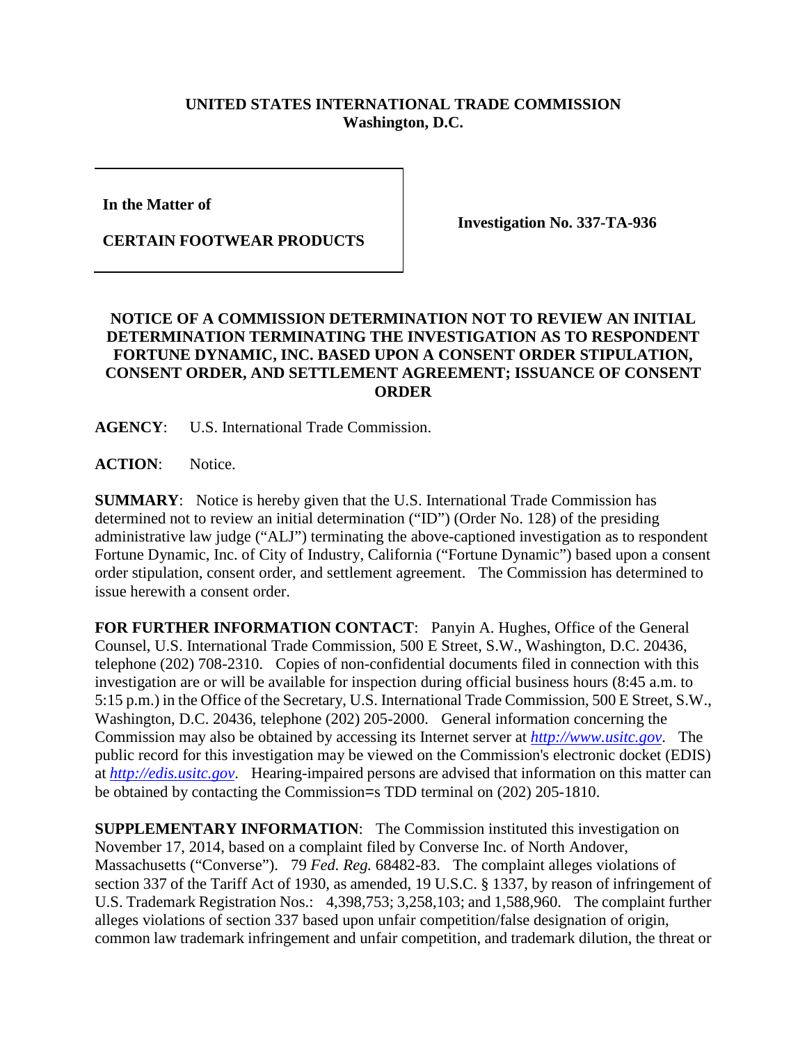**UNITED STATES INTERNATIONAL TRADE COMMISSION**
**Washington, D.C.**

| | |
|---|---|
| **In the Matter of** <br><br> **CERTAIN FOOTWEAR PRODUCTS** | **Investigation No. 337-TA-936** |

**NOTICE OF A COMMISSION DETERMINATION NOT TO REVIEW AN INITIAL DETERMINATION TERMINATING THE INVESTIGATION AS TO RESPONDENT FORTUNE DYNAMIC, INC. BASED UPON A CONSENT ORDER STIPULATION, CONSENT ORDER, AND SETTLEMENT AGREEMENT; ISSUANCE OF CONSENT ORDER**

**AGENCY**: U.S. International Trade Commission.

**ACTION**: Notice.

**SUMMARY**: Notice is hereby given that the U.S. International Trade Commission has determined not to review an initial determination ("ID") (Order No. 128) of the presiding administrative law judge ("ALJ") terminating the above-captioned investigation as to respondent Fortune Dynamic, Inc. of City of Industry, California ("Fortune Dynamic") based upon a consent order stipulation, consent order, and settlement agreement. The Commission has determined to issue herewith a consent order.

**FOR FURTHER INFORMATION CONTACT**: Panyin A. Hughes, Office of the General Counsel, U.S. International Trade Commission, 500 E Street, S.W., Washington, D.C. 20436, telephone (202) 708-2310. Copies of non-confidential documents filed in connection with this investigation are or will be available for inspection during official business hours (8:45 a.m. to 5:15 p.m.) in the Office of the Secretary, U.S. International Trade Commission, 500 E Street, S.W., Washington, D.C. 20436, telephone (202) 205-2000. General information concerning the Commission may also be obtained by accessing its Internet server at *http://www.usitc.gov*. The public record for this investigation may be viewed on the Commission's electronic docket (EDIS) at *http://edis.usitc.gov*. Hearing-impaired persons are advised that information on this matter can be obtained by contacting the Commission=s TDD terminal on (202) 205-1810.

**SUPPLEMENTARY INFORMATION**: The Commission instituted this investigation on November 17, 2014, based on a complaint filed by Converse Inc. of North Andover, Massachusetts ("Converse"). 79 *Fed. Reg.* 68482-83. The complaint alleges violations of section 337 of the Tariff Act of 1930, as amended, 19 U.S.C. § 1337, by reason of infringement of U.S. Trademark Registration Nos.: 4,398,753; 3,258,103; and 1,588,960. The complaint further alleges violations of section 337 based upon unfair competition/false designation of origin, common law trademark infringement and unfair competition, and trademark dilution, the threat or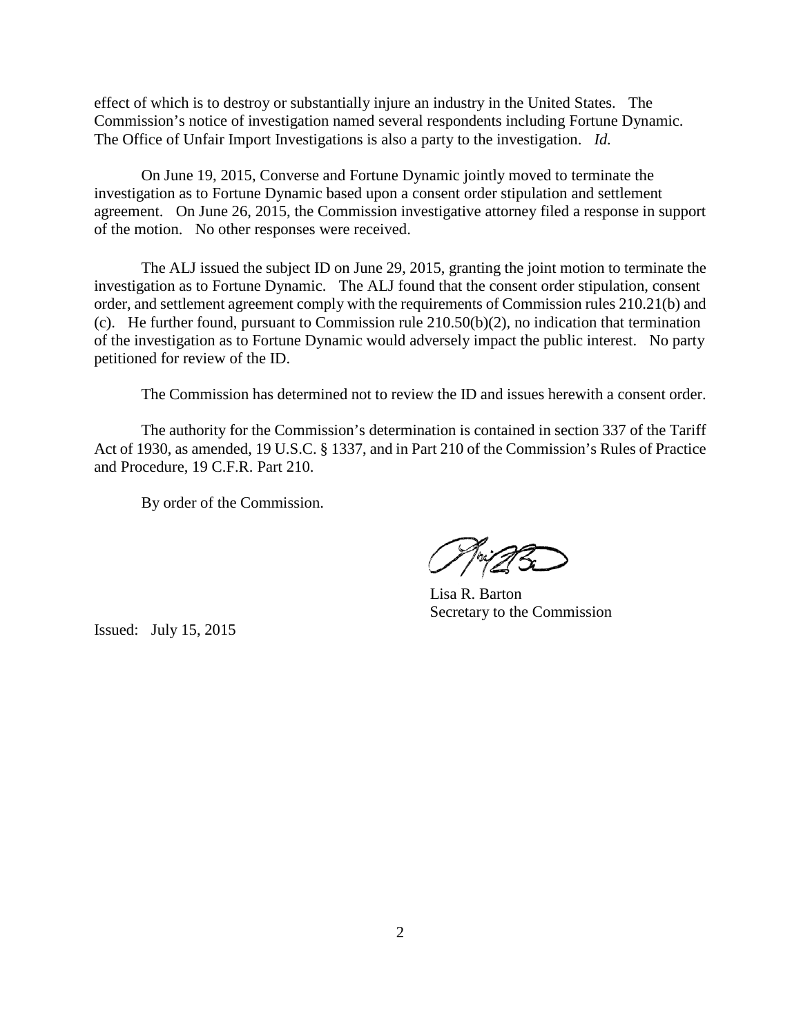effect of which is to destroy or substantially injure an industry in the United States. The Commission's notice of investigation named several respondents including Fortune Dynamic. The Office of Unfair Import Investigations is also a party to the investigation. *Id.*

On June 19, 2015, Converse and Fortune Dynamic jointly moved to terminate the investigation as to Fortune Dynamic based upon a consent order stipulation and settlement agreement. On June 26, 2015, the Commission investigative attorney filed a response in support of the motion. No other responses were received.

The ALJ issued the subject ID on June 29, 2015, granting the joint motion to terminate the investigation as to Fortune Dynamic. The ALJ found that the consent order stipulation, consent order, and settlement agreement comply with the requirements of Commission rules 210.21(b) and (c). He further found, pursuant to Commission rule 210.50(b)(2), no indication that termination of the investigation as to Fortune Dynamic would adversely impact the public interest. No party petitioned for review of the ID.

The Commission has determined not to review the ID and issues herewith a consent order.

The authority for the Commission's determination is contained in section 337 of the Tariff Act of 1930, as amended, 19 U.S.C. § 1337, and in Part 210 of the Commission's Rules of Practice and Procedure, 19 C.F.R. Part 210.

By order of the Commission.

Lisa R. Barton
Secretary to the Commission

Issued: July 15, 2015